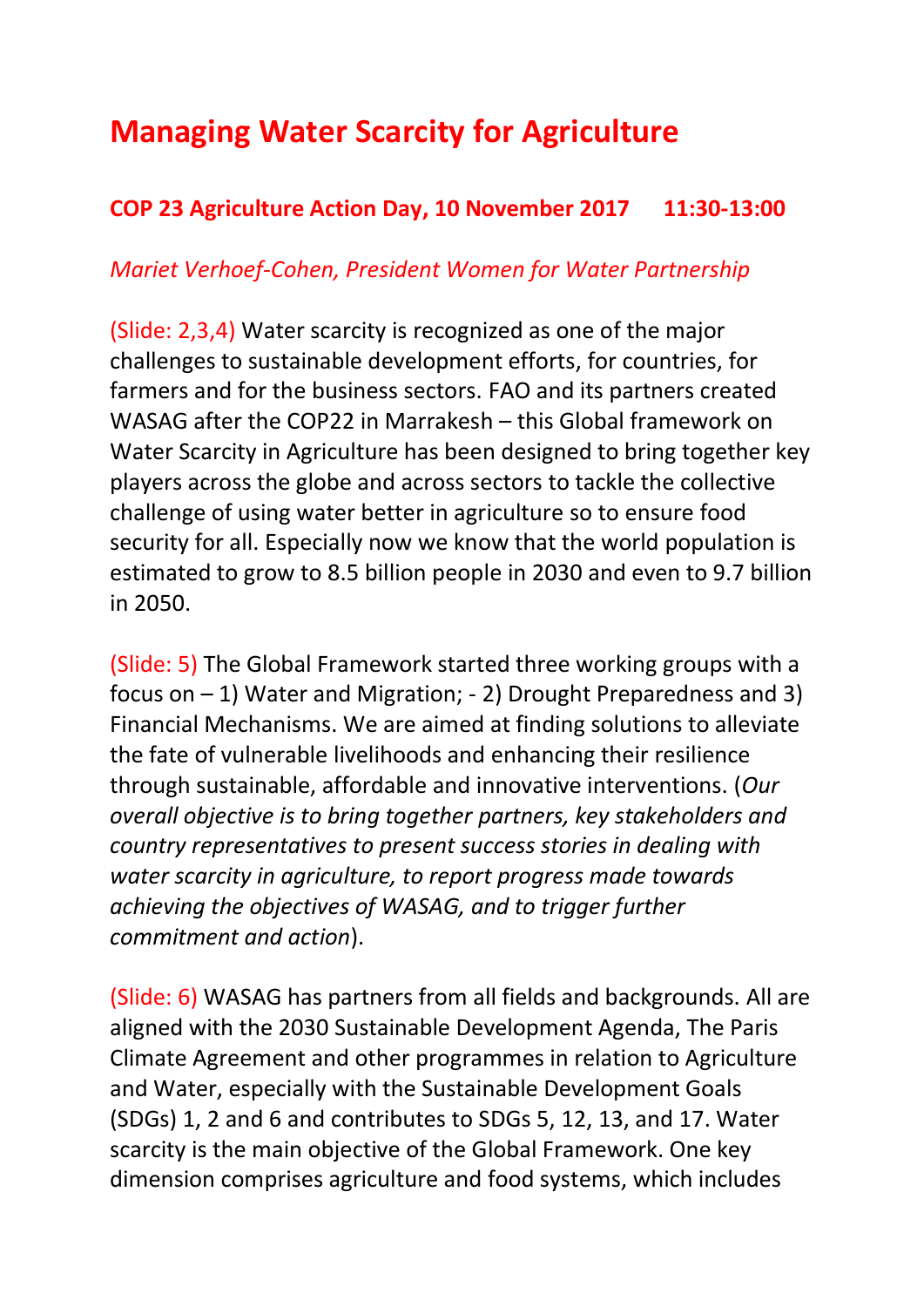# Managing Water Scarcity for Agriculture

## COP 23 Agriculture Action Day, 10 November 2017 11:30-13:00

*Mariet Verhoef-Cohen, President Women for Water Partnership*

(Slide: 2,3,4) Water scarcity is recognized as one of the major challenges to sustainable development efforts, for countries, for farmers and for the business sectors. FAO and its partners created WASAG after the COP22 in Marrakesh – this Global framework on Water Scarcity in Agriculture has been designed to bring together key players across the globe and across sectors to tackle the collective challenge of using water better in agriculture so to ensure food security for all. Especially now we know that the world population is estimated to grow to 8.5 billion people in 2030 and even to 9.7 billion in 2050.

(Slide: 5) The Global Framework started three working groups with a focus on – 1) Water and Migration; - 2) Drought Preparedness and 3) Financial Mechanisms. We are aimed at finding solutions to alleviate the fate of vulnerable livelihoods and enhancing their resilience through sustainable, affordable and innovative interventions. (*Our overall objective is to bring together partners, key stakeholders and country representatives to present success stories in dealing with water scarcity in agriculture, to report progress made towards achieving the objectives of WASAG, and to trigger further commitment and action*).

(Slide: 6) WASAG has partners from all fields and backgrounds. All are aligned with the 2030 Sustainable Development Agenda, The Paris Climate Agreement and other programmes in relation to Agriculture and Water, especially with the Sustainable Development Goals (SDGs) 1, 2 and 6 and contributes to SDGs 5, 12, 13, and 17. Water scarcity is the main objective of the Global Framework. One key dimension comprises agriculture and food systems, which includes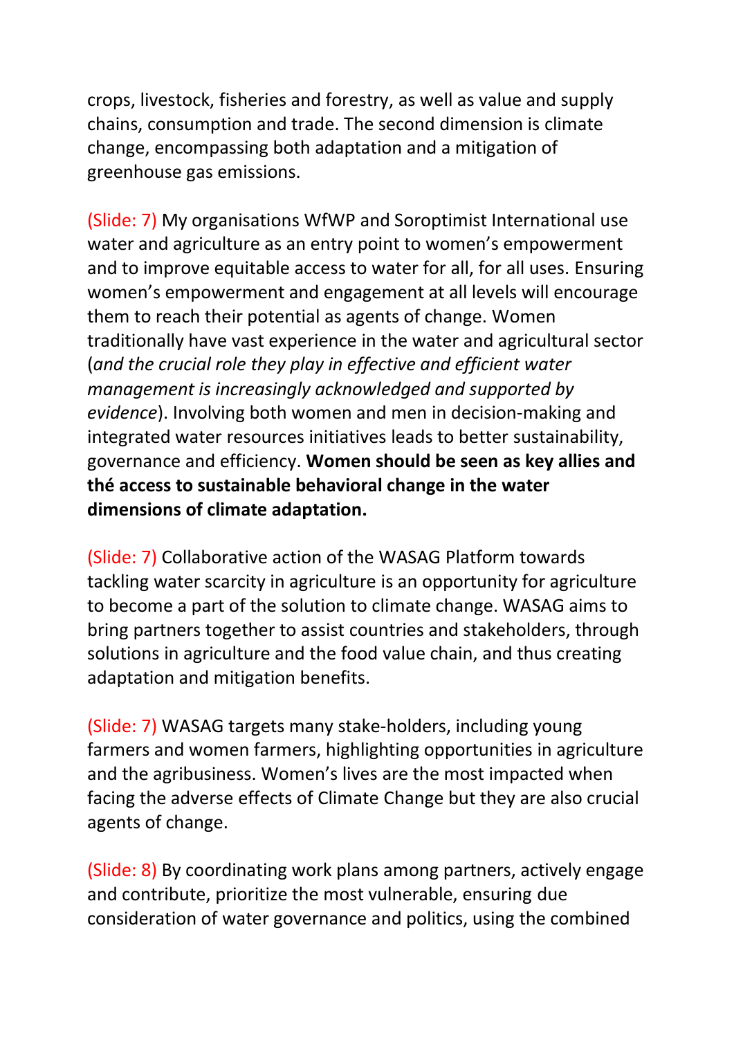crops, livestock, fisheries and forestry, as well as value and supply chains, consumption and trade. The second dimension is climate change, encompassing both adaptation and a mitigation of greenhouse gas emissions.

(Slide: 7) My organisations WfWP and Soroptimist International use water and agriculture as an entry point to women's empowerment and to improve equitable access to water for all, for all uses. Ensuring women's empowerment and engagement at all levels will encourage them to reach their potential as agents of change. Women traditionally have vast experience in the water and agricultural sector (*and the crucial role they play in effective and efficient water management is increasingly acknowledged and supported by evidence*). Involving both women and men in decision-making and integrated water resources initiatives leads to better sustainability, governance and efficiency. **Women should be seen as key allies and thé access to sustainable behavioral change in the water dimensions of climate adaptation.**

(Slide: 7) Collaborative action of the WASAG Platform towards tackling water scarcity in agriculture is an opportunity for agriculture to become a part of the solution to climate change. WASAG aims to bring partners together to assist countries and stakeholders, through solutions in agriculture and the food value chain, and thus creating adaptation and mitigation benefits.

(Slide: 7) WASAG targets many stake-holders, including young farmers and women farmers, highlighting opportunities in agriculture and the agribusiness. Women's lives are the most impacted when facing the adverse effects of Climate Change but they are also crucial agents of change.

(Slide: 8) By coordinating work plans among partners, actively engage and contribute, prioritize the most vulnerable, ensuring due consideration of water governance and politics, using the combined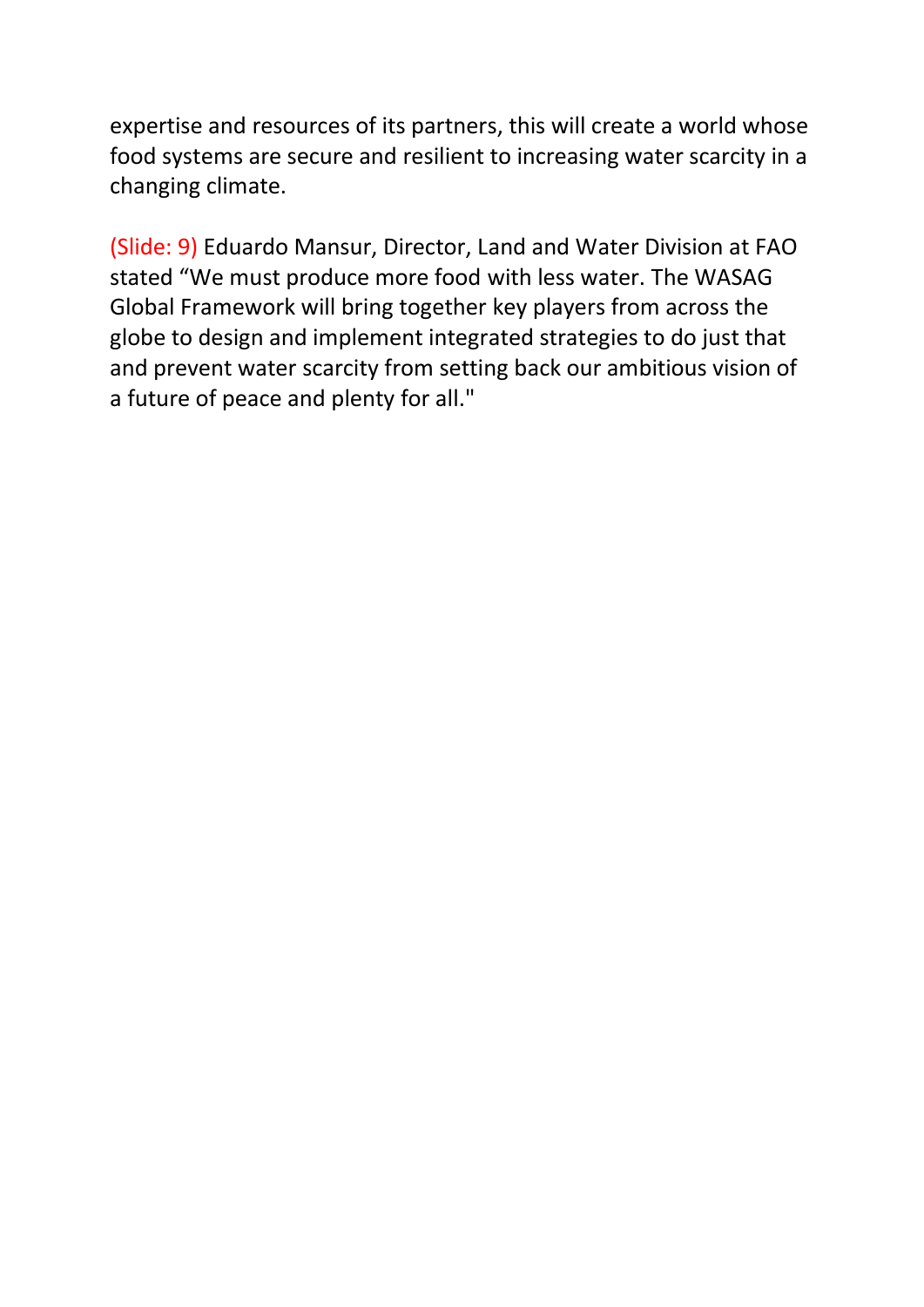expertise and resources of its partners, this will create a world whose food systems are secure and resilient to increasing water scarcity in a changing climate.

(Slide: 9) Eduardo Mansur, Director, Land and Water Division at FAO stated “We must produce more food with less water. The WASAG Global Framework will bring together key players from across the globe to design and implement integrated strategies to do just that and prevent water scarcity from setting back our ambitious vision of a future of peace and plenty for all."